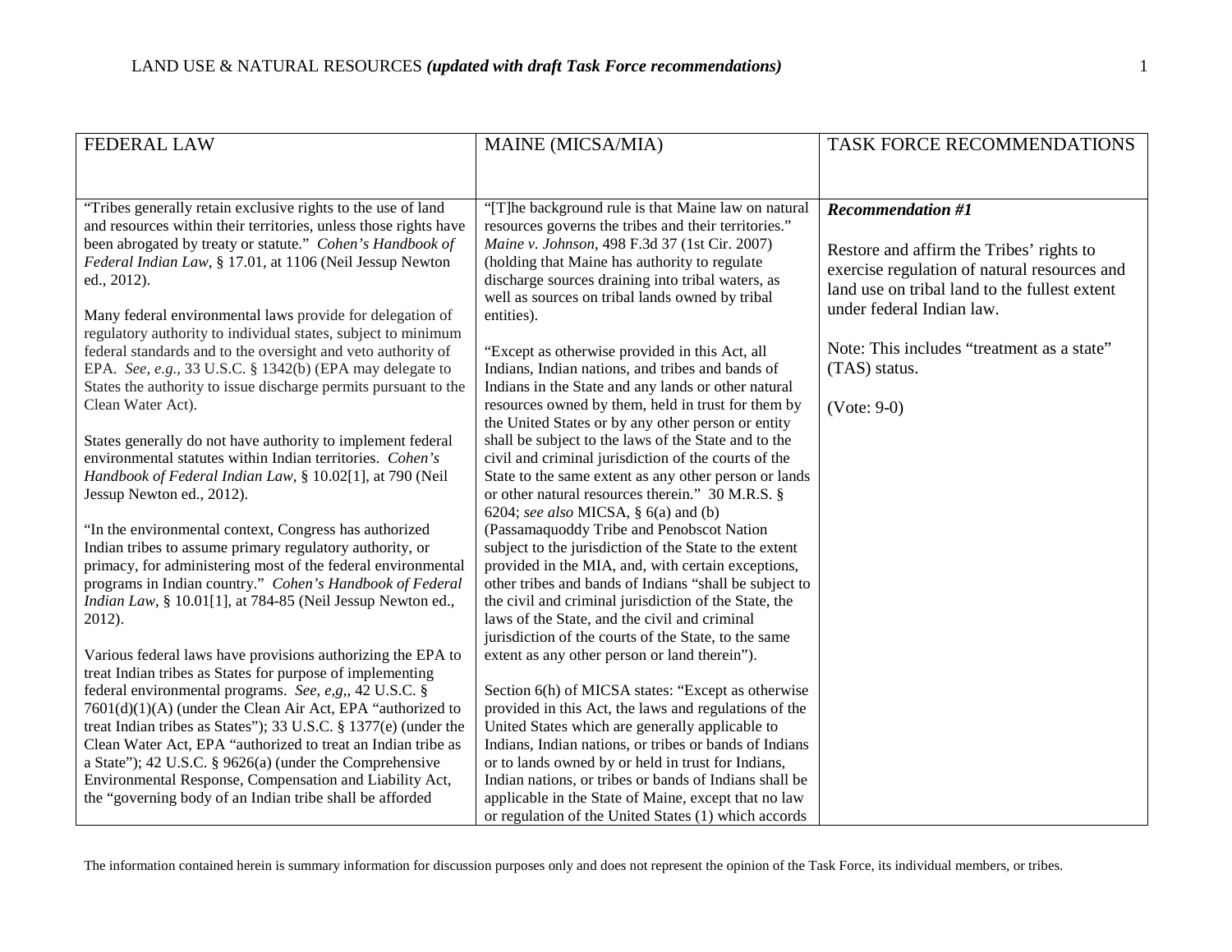# LAND USE & NATURAL RESOURCES ***(updated with draft Task Force recommendations)***

| FEDERAL LAW | MAINE (MICSA/MIA) | TASK FORCE RECOMMENDATIONS |
|---|---|---|
| "Tribes generally retain exclusive rights to the use of land and resources within their territories, unless those rights have been abrogated by treaty or statute." *Cohen's Handbook of Federal Indian Law*, § 17.01, at 1106 (Neil Jessup Newton ed., 2012).<br><br>Many federal environmental laws provide for delegation of regulatory authority to individual states, subject to minimum federal standards and to the oversight and veto authority of EPA. *See, e.g.*, 33 U.S.C. § 1342(b) (EPA may delegate to States the authority to issue discharge permits pursuant to the Clean Water Act).<br><br>States generally do not have authority to implement federal environmental statutes within Indian territories. *Cohen's Handbook of Federal Indian Law*, § 10.02[1], at 790 (Neil Jessup Newton ed., 2012).<br><br>"In the environmental context, Congress has authorized Indian tribes to assume primary regulatory authority, or primacy, for administering most of the federal environmental programs in Indian country." *Cohen's Handbook of Federal Indian Law*, § 10.01[1], at 784-85 (Neil Jessup Newton ed., 2012).<br><br>Various federal laws have provisions authorizing the EPA to treat Indian tribes as States for purpose of implementing federal environmental programs. *See, e,g,*, 42 U.S.C. § 7601(d)(1)(A) (under the Clean Air Act, EPA "authorized to treat Indian tribes as States"); 33 U.S.C. § 1377(e) (under the Clean Water Act, EPA "authorized to treat an Indian tribe as a State"); 42 U.S.C. § 9626(a) (under the Comprehensive Environmental Response, Compensation and Liability Act, the "governing body of an Indian tribe shall be afforded | "[T]he background rule is that Maine law on natural resources governs the tribes and their territories." *Maine v. Johnson*, 498 F.3d 37 (1st Cir. 2007) (holding that Maine has authority to regulate discharge sources draining into tribal waters, as well as sources on tribal lands owned by tribal entities).<br><br>"Except as otherwise provided in this Act, all Indians, Indian nations, and tribes and bands of Indians in the State and any lands or other natural resources owned by them, held in trust for them by the United States or by any other person or entity shall be subject to the laws of the State and to the civil and criminal jurisdiction of the courts of the State to the same extent as any other person or lands or other natural resources therein." 30 M.R.S. § 6204; *see also* MICSA, § 6(a) and (b) (Passamaquoddy Tribe and Penobscot Nation subject to the jurisdiction of the State to the extent provided in the MIA, and, with certain exceptions, other tribes and bands of Indians "shall be subject to the civil and criminal jurisdiction of the State, the laws of the State, and the civil and criminal jurisdiction of the courts of the State, to the same extent as any other person or land therein").<br><br>Section 6(h) of MICSA states: "Except as otherwise provided in this Act, the laws and regulations of the United States which are generally applicable to Indians, Indian nations, or tribes or bands of Indians or to lands owned by or held in trust for Indians, Indian nations, or tribes or bands of Indians shall be applicable in the State of Maine, except that no law or regulation of the United States (1) which accords | ***Recommendation #1***<br><br>Restore and affirm the Tribes' rights to exercise regulation of natural resources and land use on tribal land to the fullest extent under federal Indian law.<br><br>Note: This includes "treatment as a state" (TAS) status.<br><br>(Vote: 9-0) |

The information contained herein is summary information for discussion purposes only and does not represent the opinion of the Task Force, its individual members, or tribes.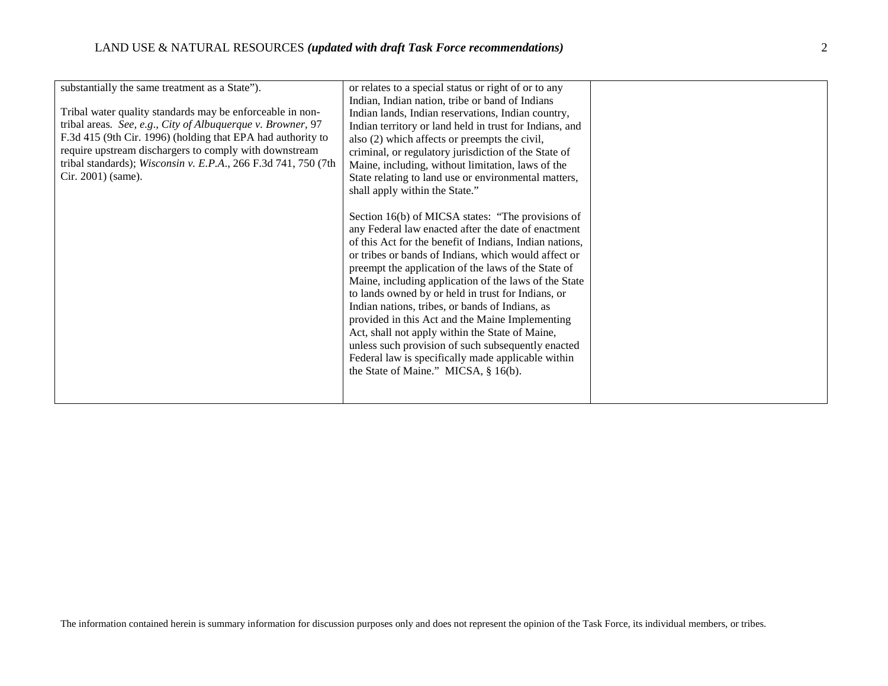| | | |
|---|---|---|
| substantially the same treatment as a State").<br><br>Tribal water quality standards may be enforceable in non-tribal areas. *See, e.g*., *City of Albuquerque v. Browner,* 97 F.3d 415 (9th Cir. 1996) (holding that EPA had authority to require upstream dischargers to comply with downstream tribal standards); *Wisconsin v. E.P.A*., 266 F.3d 741, 750 (7th Cir. 2001) (same). | or relates to a special status or right of or to any Indian, Indian nation, tribe or band of Indians Indian lands, Indian reservations, Indian country, Indian territory or land held in trust for Indians, and also (2) which affects or preempts the civil, criminal, or regulatory jurisdiction of the State of Maine, including, without limitation, laws of the State relating to land use or environmental matters, shall apply within the State."<br><br>Section 16(b) of MICSA states: "The provisions of any Federal law enacted after the date of enactment of this Act for the benefit of Indians, Indian nations, or tribes or bands of Indians, which would affect or preempt the application of the laws of the State of Maine, including application of the laws of the State to lands owned by or held in trust for Indians, or Indian nations, tribes, or bands of Indians, as provided in this Act and the Maine Implementing Act, shall not apply within the State of Maine, unless such provision of such subsequently enacted Federal law is specifically made applicable within the State of Maine." MICSA, § 16(b). | |

The information contained herein is summary information for discussion purposes only and does not represent the opinion of the Task Force, its individual members, or tribes.